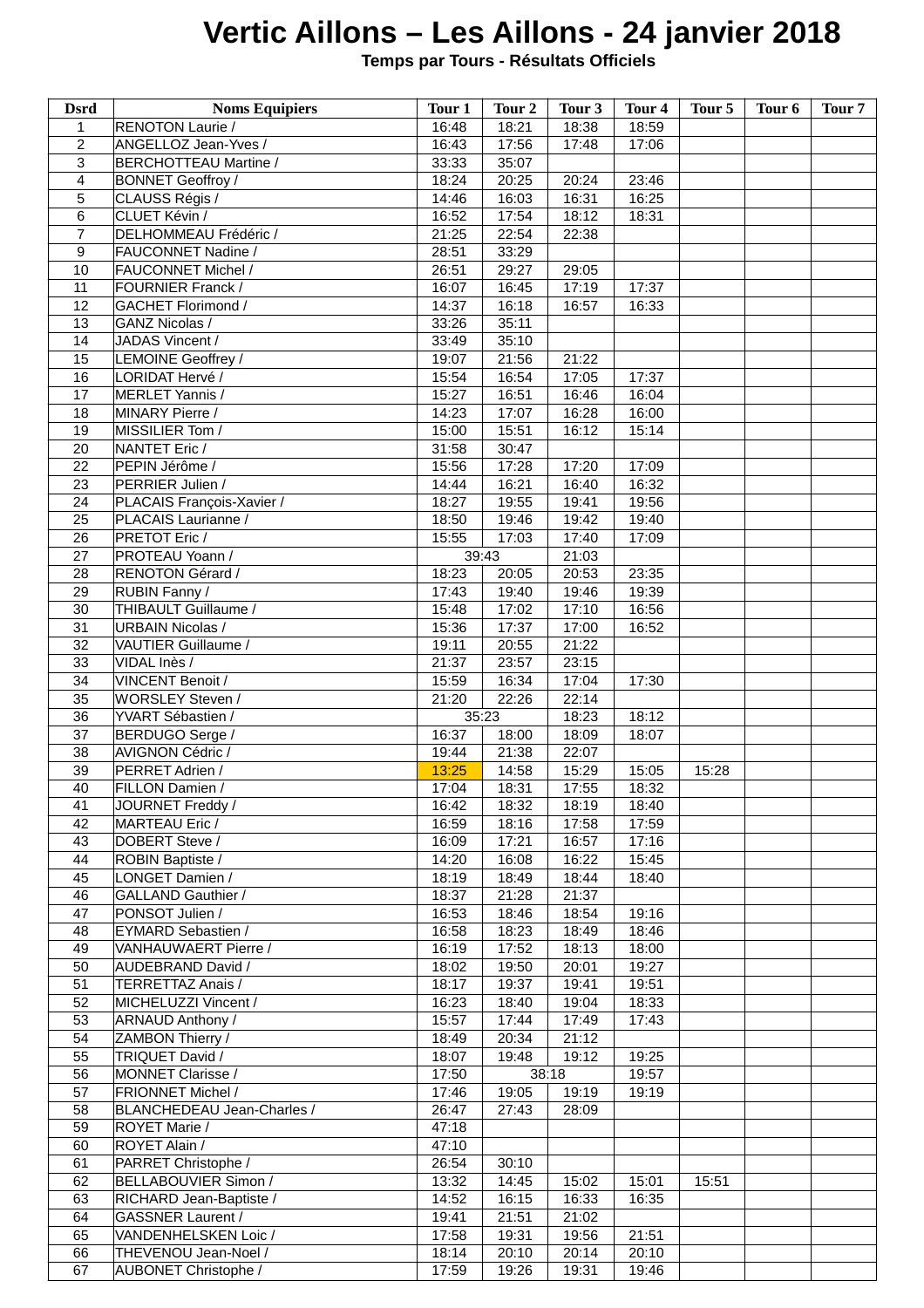# Vertic Aillons – Les Aillons - 24 janvier 2018

**Temps par Tours - Résultats Officiels**

| Dsrd | Noms Equipiers | Tour 1 | Tour 2 | Tour 3 | Tour 4 | Tour 5 | Tour 6 | Tour 7 |
|---|---|---|---|---|---|---|---|---|
| 1 | RENOTON Laurie / | 16:48 | 18:21 | 18:38 | 18:59 | | | |
| 2 | ANGELLOZ Jean-Yves / | 16:43 | 17:56 | 17:48 | 17:06 | | | |
| 3 | BERCHOTTEAU Martine / | 33:33 | 35:07 | | | | | |
| 4 | BONNET Geoffroy / | 18:24 | 20:25 | 20:24 | 23:46 | | | |
| 5 | CLAUSS Régis / | 14:46 | 16:03 | 16:31 | 16:25 | | | |
| 6 | CLUET Kévin / | 16:52 | 17:54 | 18:12 | 18:31 | | | |
| 7 | DELHOMMEAU Frédéric / | 21:25 | 22:54 | 22:38 | | | | |
| 9 | FAUCONNET Nadine / | 28:51 | 33:29 | | | | | |
| 10 | FAUCONNET Michel / | 26:51 | 29:27 | 29:05 | | | | |
| 11 | FOURNIER Franck / | 16:07 | 16:45 | 17:19 | 17:37 | | | |
| 12 | GACHET Florimond / | 14:37 | 16:18 | 16:57 | 16:33 | | | |
| 13 | GANZ Nicolas / | 33:26 | 35:11 | | | | | |
| 14 | JADAS Vincent / | 33:49 | 35:10 | | | | | |
| 15 | LEMOINE Geoffrey / | 19:07 | 21:56 | 21:22 | | | | |
| 16 | LORIDAT Hervé / | 15:54 | 16:54 | 17:05 | 17:37 | | | |
| 17 | MERLET Yannis / | 15:27 | 16:51 | 16:46 | 16:04 | | | |
| 18 | MINARY Pierre / | 14:23 | 17:07 | 16:28 | 16:00 | | | |
| 19 | MISSILIER Tom / | 15:00 | 15:51 | 16:12 | 15:14 | | | |
| 20 | NANTET Eric / | 31:58 | 30:47 | | | | | |
| 22 | PEPIN Jérôme / | 15:56 | 17:28 | 17:20 | 17:09 | | | |
| 23 | PERRIER Julien / | 14:44 | 16:21 | 16:40 | 16:32 | | | |
| 24 | PLACAIS François-Xavier / | 18:27 | 19:55 | 19:41 | 19:56 | | | |
| 25 | PLACAIS Laurianne / | 18:50 | 19:46 | 19:42 | 19:40 | | | |
| 26 | PRETOT Eric / | 15:55 | 17:03 | 17:40 | 17:09 | | | |
| 27 | PROTEAU Yoann / | 39:43 | | 21:03 | | | | |
| 28 | RENOTON Gérard / | 18:23 | 20:05 | 20:53 | 23:35 | | | |
| 29 | RUBIN Fanny / | 17:43 | 19:40 | 19:46 | 19:39 | | | |
| 30 | THIBAULT Guillaume / | 15:48 | 17:02 | 17:10 | 16:56 | | | |
| 31 | URBAIN Nicolas / | 15:36 | 17:37 | 17:00 | 16:52 | | | |
| 32 | VAUTIER Guillaume / | 19:11 | 20:55 | 21:22 | | | | |
| 33 | VIDAL Inès / | 21:37 | 23:57 | 23:15 | | | | |
| 34 | VINCENT Benoit / | 15:59 | 16:34 | 17:04 | 17:30 | | | |
| 35 | WORSLEY Steven / | 21:20 | 22:26 | 22:14 | | | | |
| 36 | YVART Sébastien / | 35:23 | | 18:23 | 18:12 | | | |
| 37 | BERDUGO Serge / | 16:37 | 18:00 | 18:09 | 18:07 | | | |
| 38 | AVIGNON Cédric / | 19:44 | 21:38 | 22:07 | | | | |
| 39 | PERRET Adrien / | 13:25 | 14:58 | 15:29 | 15:05 | 15:28 | | |
| 40 | FILLON Damien / | 17:04 | 18:31 | 17:55 | 18:32 | | | |
| 41 | JOURNET Freddy / | 16:42 | 18:32 | 18:19 | 18:40 | | | |
| 42 | MARTEAU Eric / | 16:59 | 18:16 | 17:58 | 17:59 | | | |
| 43 | DOBERT Steve / | 16:09 | 17:21 | 16:57 | 17:16 | | | |
| 44 | ROBIN Baptiste / | 14:20 | 16:08 | 16:22 | 15:45 | | | |
| 45 | LONGET Damien / | 18:19 | 18:49 | 18:44 | 18:40 | | | |
| 46 | GALLAND Gauthier / | 18:37 | 21:28 | 21:37 | | | | |
| 47 | PONSOT Julien / | 16:53 | 18:46 | 18:54 | 19:16 | | | |
| 48 | EYMARD Sebastien / | 16:58 | 18:23 | 18:49 | 18:46 | | | |
| 49 | VANHAUWAERT Pierre / | 16:19 | 17:52 | 18:13 | 18:00 | | | |
| 50 | AUDEBRAND David / | 18:02 | 19:50 | 20:01 | 19:27 | | | |
| 51 | TERRETTAZ Anais / | 18:17 | 19:37 | 19:41 | 19:51 | | | |
| 52 | MICHELUZZI Vincent / | 16:23 | 18:40 | 19:04 | 18:33 | | | |
| 53 | ARNAUD Anthony / | 15:57 | 17:44 | 17:49 | 17:43 | | | |
| 54 | ZAMBON Thierry / | 18:49 | 20:34 | 21:12 | | | | |
| 55 | TRIQUET David / | 18:07 | 19:48 | 19:12 | 19:25 | | | |
| 56 | MONNET Clarisse / | 17:50 | 38:18 | | 19:57 | | | |
| 57 | FRIONNET Michel / | 17:46 | 19:05 | 19:19 | 19:19 | | | |
| 58 | BLANCHEDEAU Jean-Charles / | 26:47 | 27:43 | 28:09 | | | | |
| 59 | ROYET Marie / | 47:18 | | | | | | |
| 60 | ROYET Alain / | 47:10 | | | | | | |
| 61 | PARRET Christophe / | 26:54 | 30:10 | | | | | |
| 62 | BELLABOUVIER Simon / | 13:32 | 14:45 | 15:02 | 15:01 | 15:51 | | |
| 63 | RICHARD Jean-Baptiste / | 14:52 | 16:15 | 16:33 | 16:35 | | | |
| 64 | GASSNER Laurent / | 19:41 | 21:51 | 21:02 | | | | |
| 65 | VANDENHELSKEN Loic / | 17:58 | 19:31 | 19:56 | 21:51 | | | |
| 66 | THEVENOU Jean-Noel / | 18:14 | 20:10 | 20:14 | 20:10 | | | |
| 67 | AUBONET Christophe / | 17:59 | 19:26 | 19:31 | 19:46 | | | |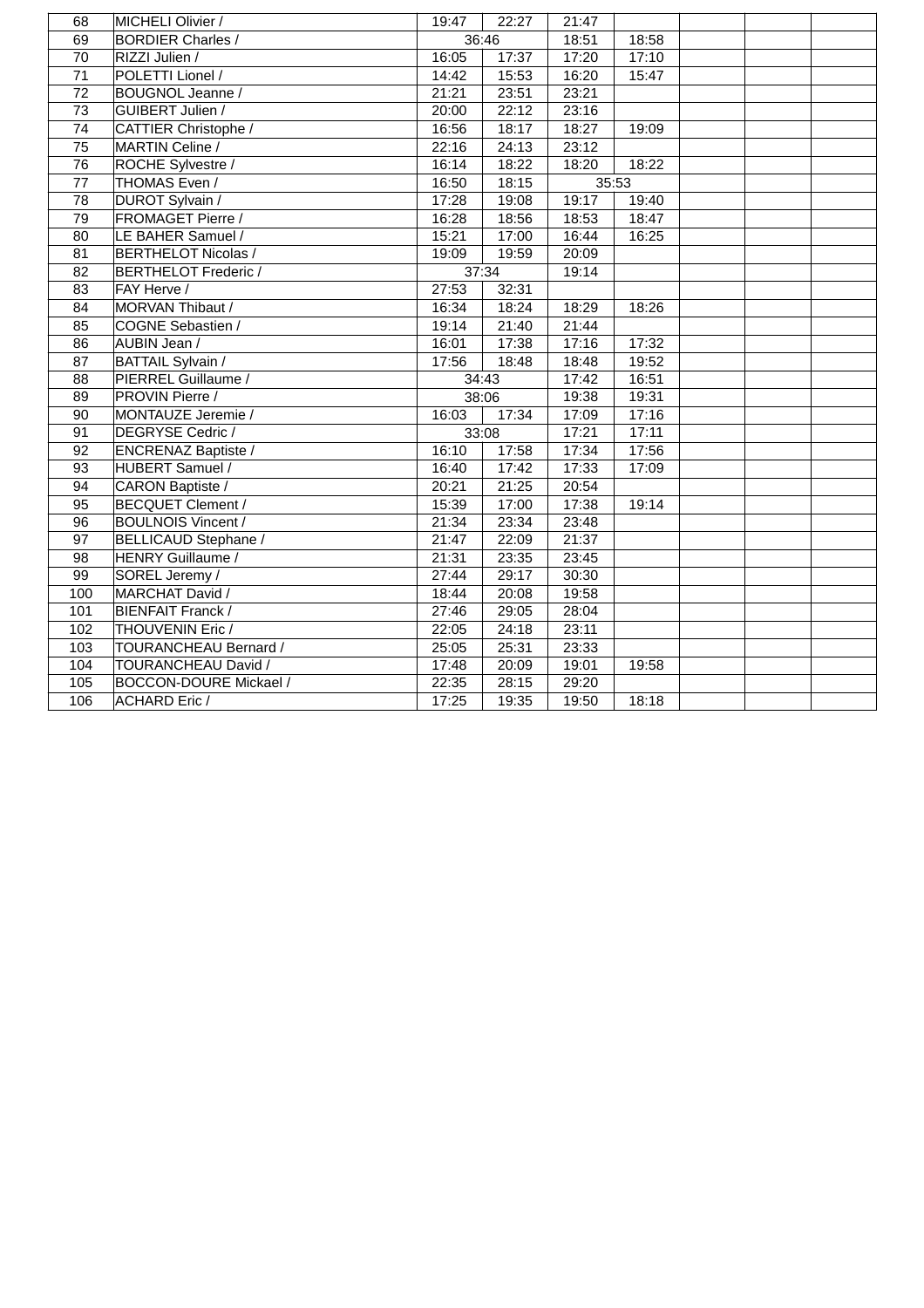| | | | | | | | | |
|---|---|---|---|---|---|---|---|---|
| 68 | MICHELI Olivier / | 19:47 | 22:27 | 21:47 | | | | |
| 69 | BORDIER Charles / | 36:46 | | 18:51 | 18:58 | | | |
| 70 | RIZZI Julien / | 16:05 | 17:37 | 17:20 | 17:10 | | | |
| 71 | POLETTI Lionel / | 14:42 | 15:53 | 16:20 | 15:47 | | | |
| 72 | BOUGNOL Jeanne / | 21:21 | 23:51 | 23:21 | | | | |
| 73 | GUIBERT Julien / | 20:00 | 22:12 | 23:16 | | | | |
| 74 | CATTIER Christophe / | 16:56 | 18:17 | 18:27 | 19:09 | | | |
| 75 | MARTIN Celine / | 22:16 | 24:13 | 23:12 | | | | |
| 76 | ROCHE Sylvestre / | 16:14 | 18:22 | 18:20 | 18:22 | | | |
| 77 | THOMAS Even / | 16:50 | 18:15 | 35:53 | | | | |
| 78 | DUROT Sylvain / | 17:28 | 19:08 | 19:17 | 19:40 | | | |
| 79 | FROMAGET Pierre / | 16:28 | 18:56 | 18:53 | 18:47 | | | |
| 80 | LE BAHER Samuel / | 15:21 | 17:00 | 16:44 | 16:25 | | | |
| 81 | BERTHELOT Nicolas / | 19:09 | 19:59 | 20:09 | | | | |
| 82 | BERTHELOT Frederic / | 37:34 | | 19:14 | | | | |
| 83 | FAY Herve / | 27:53 | 32:31 | | | | | |
| 84 | MORVAN Thibaut / | 16:34 | 18:24 | 18:29 | 18:26 | | | |
| 85 | COGNE Sebastien / | 19:14 | 21:40 | 21:44 | | | | |
| 86 | AUBIN Jean / | 16:01 | 17:38 | 17:16 | 17:32 | | | |
| 87 | BATTAIL Sylvain / | 17:56 | 18:48 | 18:48 | 19:52 | | | |
| 88 | PIERREL Guillaume / | 34:43 | | 17:42 | 16:51 | | | |
| 89 | PROVIN Pierre / | 38:06 | | 19:38 | 19:31 | | | |
| 90 | MONTAUZE Jeremie / | 16:03 | 17:34 | 17:09 | 17:16 | | | |
| 91 | DEGRYSE Cedric / | 33:08 | | 17:21 | 17:11 | | | |
| 92 | ENCRENAZ Baptiste / | 16:10 | 17:58 | 17:34 | 17:56 | | | |
| 93 | HUBERT Samuel / | 16:40 | 17:42 | 17:33 | 17:09 | | | |
| 94 | CARON Baptiste / | 20:21 | 21:25 | 20:54 | | | | |
| 95 | BECQUET Clement / | 15:39 | 17:00 | 17:38 | 19:14 | | | |
| 96 | BOULNOIS Vincent / | 21:34 | 23:34 | 23:48 | | | | |
| 97 | BELLICAUD Stephane / | 21:47 | 22:09 | 21:37 | | | | |
| 98 | HENRY Guillaume / | 21:31 | 23:35 | 23:45 | | | | |
| 99 | SOREL Jeremy / | 27:44 | 29:17 | 30:30 | | | | |
| 100 | MARCHAT David / | 18:44 | 20:08 | 19:58 | | | | |
| 101 | BIENFAIT Franck / | 27:46 | 29:05 | 28:04 | | | | |
| 102 | THOUVENIN Eric / | 22:05 | 24:18 | 23:11 | | | | |
| 103 | TOURANCHEAU Bernard / | 25:05 | 25:31 | 23:33 | | | | |
| 104 | TOURANCHEAU David / | 17:48 | 20:09 | 19:01 | 19:58 | | | |
| 105 | BOCCON-DOURE Mickael / | 22:35 | 28:15 | 29:20 | | | | |
| 106 | ACHARD Eric / | 17:25 | 19:35 | 19:50 | 18:18 | | | |